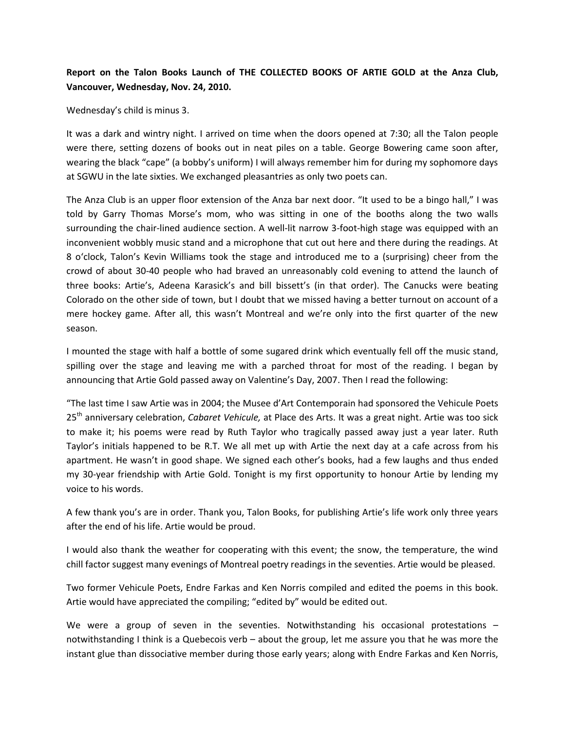**Report on the Talon Books Launch of THE COLLECTED BOOKS OF ARTIE GOLD at the Anza Club, Vancouver, Wednesday, Nov. 24, 2010.**

Wednesday's child is minus 3.

It was a dark and wintry night. I arrived on time when the doors opened at 7:30; all the Talon people were there, setting dozens of books out in neat piles on a table. George Bowering came soon after, wearing the black "cape" (a bobby's uniform) I will always remember him for during my sophomore days at SGWU in the late sixties. We exchanged pleasantries as only two poets can.

The Anza Club is an upper floor extension of the Anza bar next door. "It used to be a bingo hall," I was told by Garry Thomas Morse's mom, who was sitting in one of the booths along the two walls surrounding the chair-lined audience section. A well-lit narrow 3-foot-high stage was equipped with an inconvenient wobbly music stand and a microphone that cut out here and there during the readings. At 8 o'clock, Talon's Kevin Williams took the stage and introduced me to a (surprising) cheer from the crowd of about 30-40 people who had braved an unreasonably cold evening to attend the launch of three books: Artie's, Adeena Karasick's and bill bissett's (in that order). The Canucks were beating Colorado on the other side of town, but I doubt that we missed having a better turnout on account of a mere hockey game. After all, this wasn't Montreal and we're only into the first quarter of the new season.

I mounted the stage with half a bottle of some sugared drink which eventually fell off the music stand, spilling over the stage and leaving me with a parched throat for most of the reading. I began by announcing that Artie Gold passed away on Valentine's Day, 2007. Then I read the following:

"The last time I saw Artie was in 2004; the Musee d'Art Contemporain had sponsored the Vehicule Poets 25th anniversary celebration, *Cabaret Vehicule,* at Place des Arts. It was a great night. Artie was too sick to make it; his poems were read by Ruth Taylor who tragically passed away just a year later. Ruth Taylor's initials happened to be R.T. We all met up with Artie the next day at a cafe across from his apartment. He wasn't in good shape. We signed each other's books, had a few laughs and thus ended my 30-year friendship with Artie Gold. Tonight is my first opportunity to honour Artie by lending my voice to his words.

A few thank you's are in order. Thank you, Talon Books, for publishing Artie's life work only three years after the end of his life. Artie would be proud.

I would also thank the weather for cooperating with this event; the snow, the temperature, the wind chill factor suggest many evenings of Montreal poetry readings in the seventies. Artie would be pleased.

Two former Vehicule Poets, Endre Farkas and Ken Norris compiled and edited the poems in this book. Artie would have appreciated the compiling; "edited by" would be edited out.

We were a group of seven in the seventies. Notwithstanding his occasional protestations – notwithstanding I think is a Quebecois verb – about the group, let me assure you that he was more the instant glue than dissociative member during those early years; along with Endre Farkas and Ken Norris,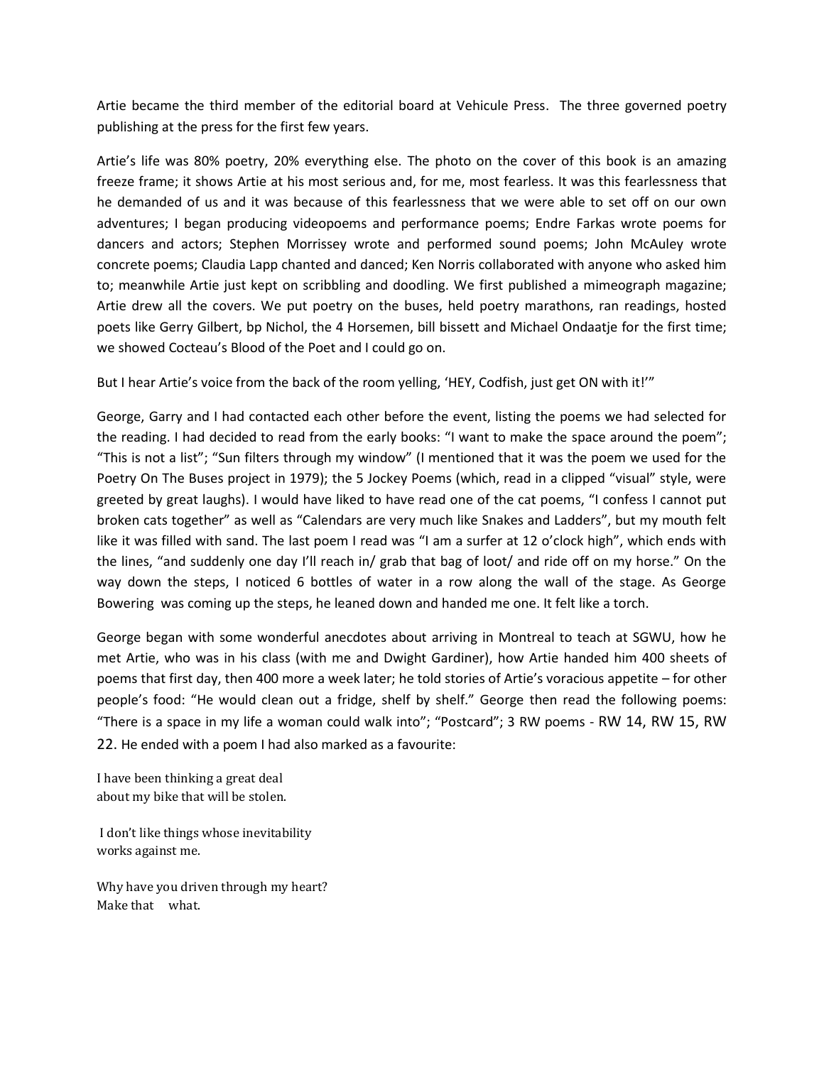Artie became the third member of the editorial board at Vehicule Press. The three governed poetry publishing at the press for the first few years.

Artie's life was 80% poetry, 20% everything else. The photo on the cover of this book is an amazing freeze frame; it shows Artie at his most serious and, for me, most fearless. It was this fearlessness that he demanded of us and it was because of this fearlessness that we were able to set off on our own adventures; I began producing videopoems and performance poems; Endre Farkas wrote poems for dancers and actors; Stephen Morrissey wrote and performed sound poems; John McAuley wrote concrete poems; Claudia Lapp chanted and danced; Ken Norris collaborated with anyone who asked him to; meanwhile Artie just kept on scribbling and doodling. We first published a mimeograph magazine; Artie drew all the covers. We put poetry on the buses, held poetry marathons, ran readings, hosted poets like Gerry Gilbert, bp Nichol, the 4 Horsemen, bill bissett and Michael Ondaatje for the first time; we showed Cocteau's Blood of the Poet and I could go on.

But I hear Artie's voice from the back of the room yelling, 'HEY, Codfish, just get ON with it!'"

George, Garry and I had contacted each other before the event, listing the poems we had selected for the reading. I had decided to read from the early books: "I want to make the space around the poem"; "This is not a list"; "Sun filters through my window" (I mentioned that it was the poem we used for the Poetry On The Buses project in 1979); the 5 Jockey Poems (which, read in a clipped "visual" style, were greeted by great laughs). I would have liked to have read one of the cat poems, "I confess I cannot put broken cats together" as well as "Calendars are very much like Snakes and Ladders", but my mouth felt like it was filled with sand. The last poem I read was "I am a surfer at 12 o'clock high", which ends with the lines, "and suddenly one day I'll reach in/ grab that bag of loot/ and ride off on my horse." On the way down the steps, I noticed 6 bottles of water in a row along the wall of the stage. As George Bowering was coming up the steps, he leaned down and handed me one. It felt like a torch.

George began with some wonderful anecdotes about arriving in Montreal to teach at SGWU, how he met Artie, who was in his class (with me and Dwight Gardiner), how Artie handed him 400 sheets of poems that first day, then 400 more a week later; he told stories of Artie's voracious appetite – for other people's food: "He would clean out a fridge, shelf by shelf." George then read the following poems: "There is a space in my life a woman could walk into"; "Postcard"; 3 RW poems - RW 14, RW 15, RW 22. He ended with a poem I had also marked as a favourite:

I have been thinking a great deal
about my bike that will be stolen.

I don't like things whose inevitability
works against me.

Why have you driven through my heart?
Make that  what.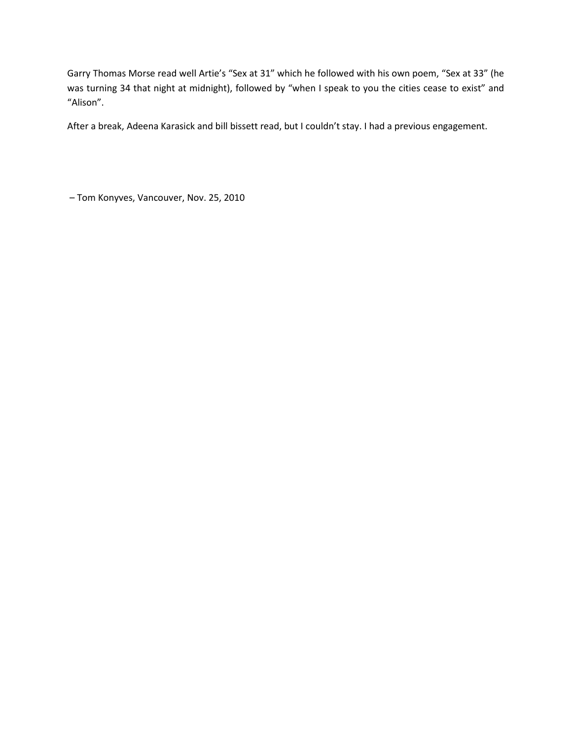Garry Thomas Morse read well Artie's "Sex at 31" which he followed with his own poem, "Sex at 33" (he was turning 34 that night at midnight), followed by "when I speak to you the cities cease to exist" and "Alison".

After a break, Adeena Karasick and bill bissett read, but I couldn't stay. I had a previous engagement.

– Tom Konyves, Vancouver, Nov. 25, 2010